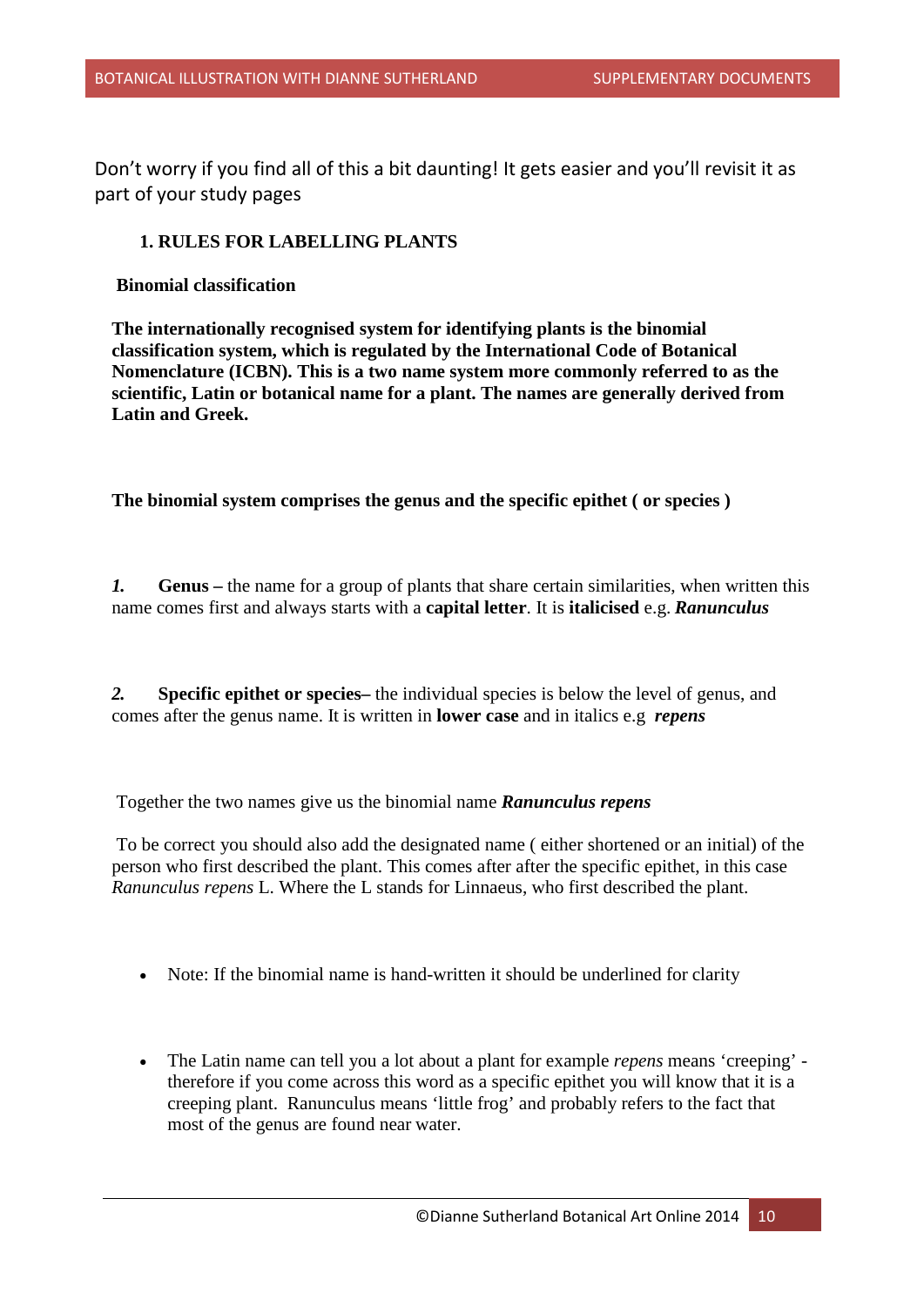Don't worry if you find all of this a bit daunting! It gets easier and you'll revisit it as part of your study pages

## 1. RULES FOR LABELLING PLANTS

### Binomial classification

**The internationally recognised system for identifying plants is the binomial classification system, which is regulated by the International Code of Botanical Nomenclature (ICBN). This is a two name system more commonly referred to as the scientific, Latin or botanical name for a plant. The names are generally derived from Latin and Greek.**

**The binomial system comprises the genus and the specific epithet ( or species )**

***1.*** **Genus –** the name for a group of plants that share certain similarities, when written this name comes first and always starts with a **capital letter**. It is **italicised** e.g. ***Ranunculus***

***2.*** **Specific epithet or species–** the individual species is below the level of genus, and comes after the genus name. It is written in **lower case** and in italics e.g ***repens***

Together the two names give us the binomial name ***Ranunculus repens***

To be correct you should also add the designated name ( either shortened or an initial) of the person who first described the plant. This comes after after the specific epithet, in this case *Ranunculus repens* L. Where the L stands for Linnaeus, who first described the plant.

- Note: If the binomial name is hand-written it should be underlined for clarity

- The Latin name can tell you a lot about a plant for example *repens* means 'creeping' - therefore if you come across this word as a specific epithet you will know that it is a creeping plant. Ranunculus means 'little frog' and probably refers to the fact that most of the genus are found near water.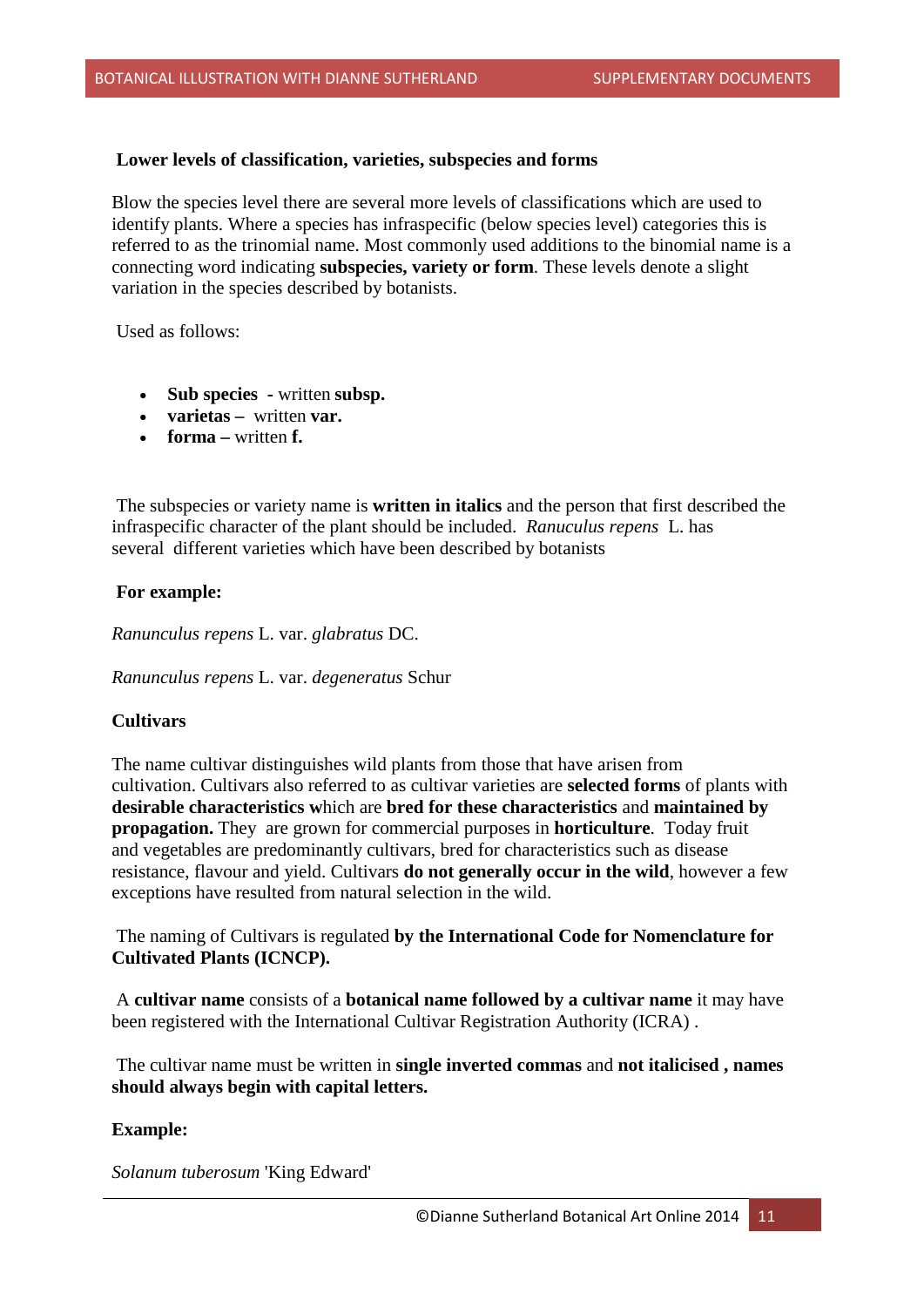**Lower levels of classification, varieties, subspecies and forms**

Blow the species level there are several more levels of classifications which are used to identify plants. Where a species has infraspecific (below species level) categories this is referred to as the trinomial name. Most commonly used additions to the binomial name is a connecting word indicating **subspecies, variety or form**. These levels denote a slight variation in the species described by botanists.

Used as follows:

- **Sub species** - written **subsp.**
- **varietas –** written **var.**
- **forma –** written **f.**

The subspecies or variety name is **written in italics** and the person that first described the infraspecific character of the plant should be included. *Ranuculus repens* L. has several different varieties which have been described by botanists

**For example:**

*Ranunculus repens* L. var. *glabratus* DC.

*Ranunculus repens* L. var. *degeneratus* Schur

**Cultivars**

The name cultivar distinguishes wild plants from those that have arisen from cultivation. Cultivars also referred to as cultivar varieties are **selected forms** of plants with **desirable characteristics w**hich are **bred for these characteristics** and **maintained by propagation.** They are grown for commercial purposes in **horticulture**. Today fruit and vegetables are predominantly cultivars, bred for characteristics such as disease resistance, flavour and yield. Cultivars **do not generally occur in the wild**, however a few exceptions have resulted from natural selection in the wild.

The naming of Cultivars is regulated **by the International Code for Nomenclature for Cultivated Plants (ICNCP).**

A **cultivar name** consists of a **botanical name followed by a cultivar name** it may have been registered with the International Cultivar Registration Authority (ICRA) .

The cultivar name must be written in **single inverted commas** and **not italicised , names should always begin with capital letters.**

**Example:**

*Solanum tuberosum* 'King Edward'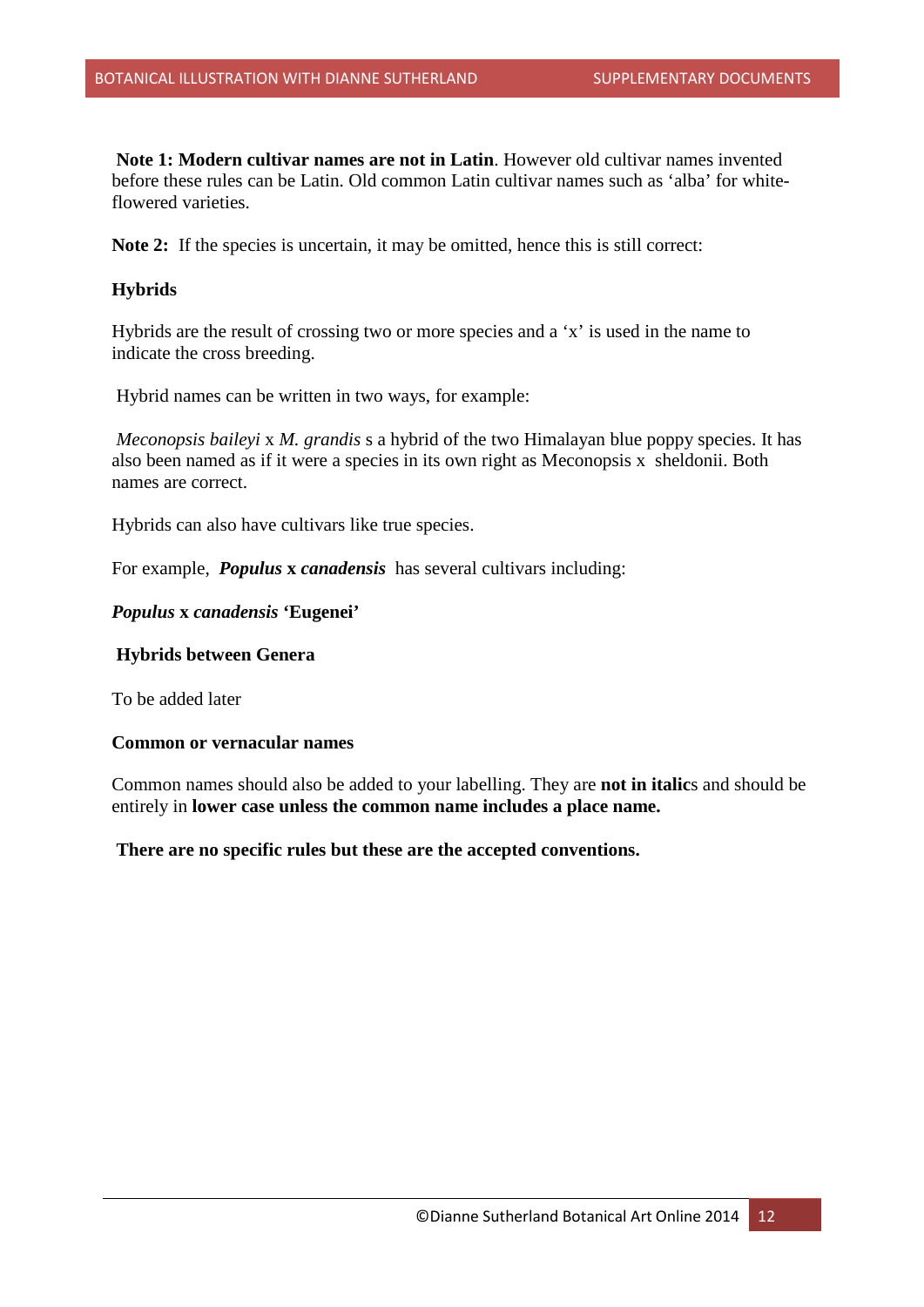**Note 1: Modern cultivar names are not in Latin**. However old cultivar names invented before these rules can be Latin. Old common Latin cultivar names such as 'alba' for white-flowered varieties.

**Note 2:** If the species is uncertain, it may be omitted, hence this is still correct:

**Hybrids**

Hybrids are the result of crossing two or more species and a 'x' is used in the name to indicate the cross breeding.

Hybrid names can be written in two ways, for example:

*Meconopsis baileyi* x *M. grandis* s a hybrid of the two Himalayan blue poppy species. It has also been named as if it were a species in its own right as Meconopsis x sheldonii. Both names are correct.

Hybrids can also have cultivars like true species.

For example, ***Populus* x *canadensis*** has several cultivars including:

***Populus* x *canadensis* 'Eugenei'**

**Hybrids between Genera**

To be added later

**Common or vernacular names**

Common names should also be added to your labelling. They are **not in italic**s and should be entirely in **lower case unless the common name includes a place name.**

**There are no specific rules but these are the accepted conventions.**